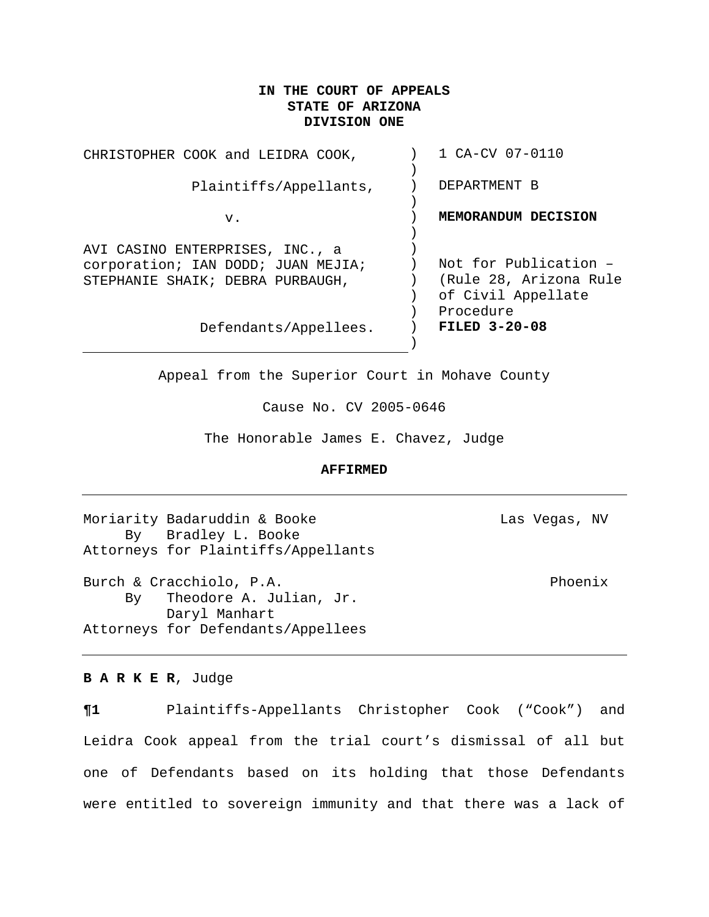**IN THE COURT OF APPEALS**
**STATE OF ARIZONA**
**DIVISION ONE**

| | | |
|---|---|---|
| CHRISTOPHER COOK and LEIDRA COOK, Plaintiffs/Appellants, v. AVI CASINO ENTERPRISES, INC., a corporation; IAN DODD; JUAN MEJIA; STEPHANIE SHAIK; DEBRA PURBAUGH, Defendants/Appellees. | ) | 1 CA-CV 07-0110 DEPARTMENT B **MEMORANDUM DECISION** Not for Publication – (Rule 28, Arizona Rule of Civil Appellate Procedure **FILED 3-20-08** |

Appeal from the Superior Court in Mohave County

Cause No. CV 2005-0646

The Honorable James E. Chavez, Judge

**AFFIRMED**

---

Moriarity Badaruddin & Booke — Las Vegas, NV
By Bradley L. Booke
Attorneys for Plaintiffs/Appellants

Burch & Cracchiolo, P.A. — Phoenix
By Theodore A. Julian, Jr.
Daryl Manhart
Attorneys for Defendants/Appellees

---

**B A R K E R**, Judge

**¶1** Plaintiffs-Appellants Christopher Cook ("Cook") and Leidra Cook appeal from the trial court's dismissal of all but one of Defendants based on its holding that those Defendants were entitled to sovereign immunity and that there was a lack of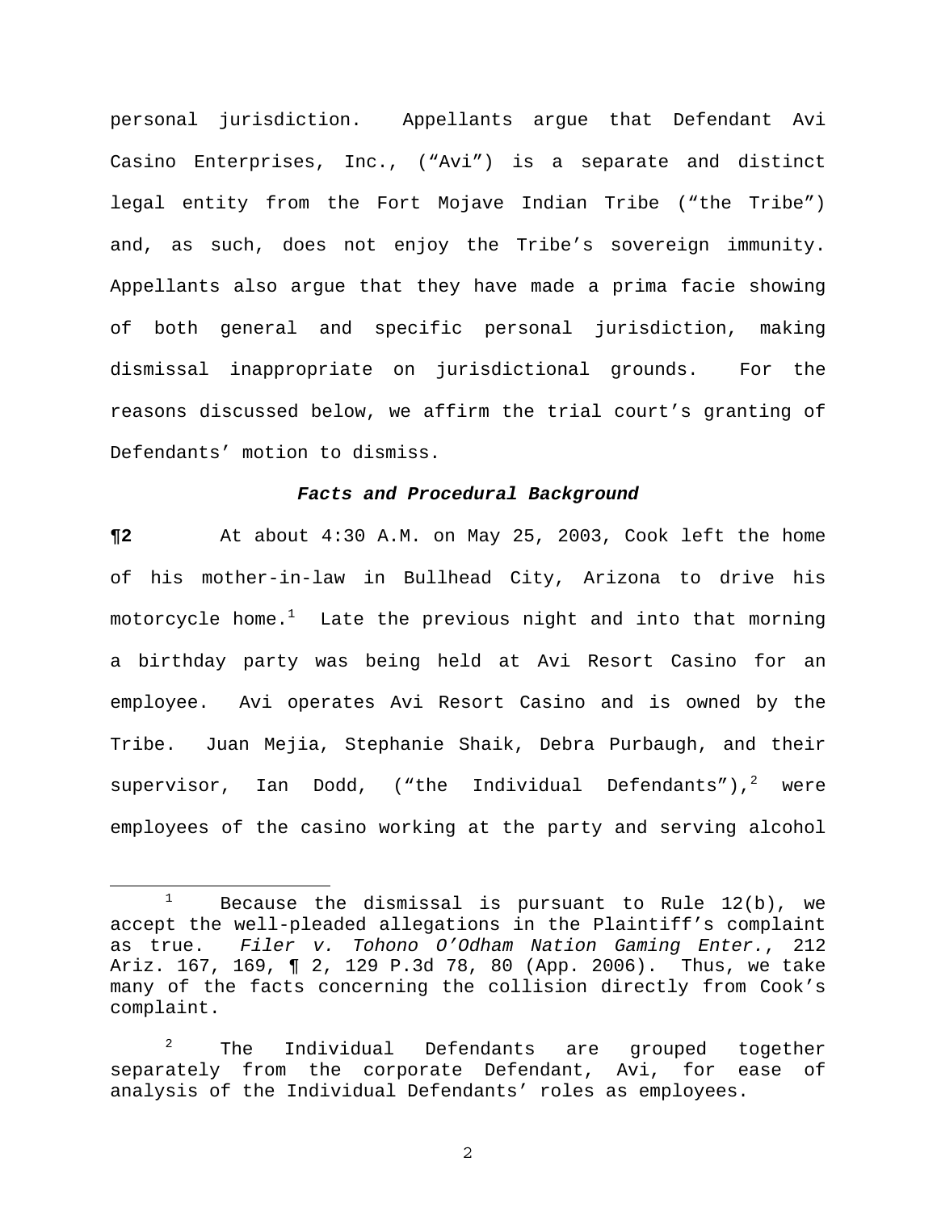personal jurisdiction. Appellants argue that Defendant Avi Casino Enterprises, Inc., ("Avi") is a separate and distinct legal entity from the Fort Mojave Indian Tribe ("the Tribe") and, as such, does not enjoy the Tribe's sovereign immunity. Appellants also argue that they have made a prima facie showing of both general and specific personal jurisdiction, making dismissal inappropriate on jurisdictional grounds. For the reasons discussed below, we affirm the trial court's granting of Defendants' motion to dismiss.

***Facts and Procedural Background***

**¶2** At about 4:30 A.M. on May 25, 2003, Cook left the home of his mother-in-law in Bullhead City, Arizona to drive his motorcycle home.[1] Late the previous night and into that morning a birthday party was being held at Avi Resort Casino for an employee. Avi operates Avi Resort Casino and is owned by the Tribe. Juan Mejia, Stephanie Shaik, Debra Purbaugh, and their supervisor, Ian Dodd, ("the Individual Defendants"),[2] were employees of the casino working at the party and serving alcohol

---

[1] Because the dismissal is pursuant to Rule 12(b), we accept the well-pleaded allegations in the Plaintiff's complaint as true. *Filer v. Tohono O'Odham Nation Gaming Enter.*, 212 Ariz. 167, 169, ¶ 2, 129 P.3d 78, 80 (App. 2006). Thus, we take many of the facts concerning the collision directly from Cook's complaint.

[2] The Individual Defendants are grouped together separately from the corporate Defendant, Avi, for ease of analysis of the Individual Defendants' roles as employees.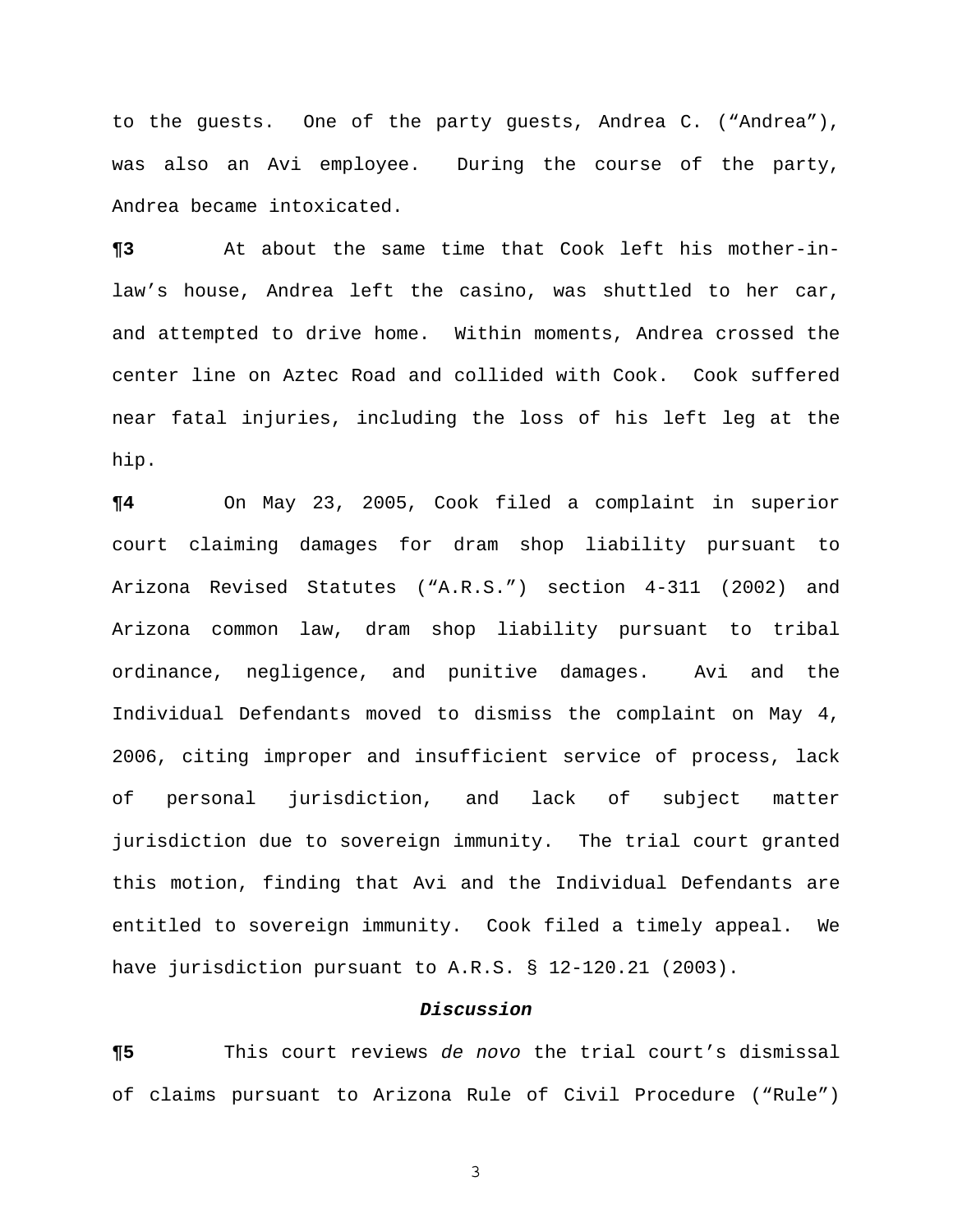to the guests. One of the party guests, Andrea C. (“Andrea”), was also an Avi employee. During the course of the party, Andrea became intoxicated.

**¶3** At about the same time that Cook left his mother-in-law’s house, Andrea left the casino, was shuttled to her car, and attempted to drive home. Within moments, Andrea crossed the center line on Aztec Road and collided with Cook. Cook suffered near fatal injuries, including the loss of his left leg at the hip.

**¶4** On May 23, 2005, Cook filed a complaint in superior court claiming damages for dram shop liability pursuant to Arizona Revised Statutes (“A.R.S.”) section 4-311 (2002) and Arizona common law, dram shop liability pursuant to tribal ordinance, negligence, and punitive damages. Avi and the Individual Defendants moved to dismiss the complaint on May 4, 2006, citing improper and insufficient service of process, lack of personal jurisdiction, and lack of subject matter jurisdiction due to sovereign immunity. The trial court granted this motion, finding that Avi and the Individual Defendants are entitled to sovereign immunity. Cook filed a timely appeal. We have jurisdiction pursuant to A.R.S. § 12-120.21 (2003).

### ***Discussion***

**¶5** This court reviews *de novo* the trial court’s dismissal of claims pursuant to Arizona Rule of Civil Procedure (“Rule”)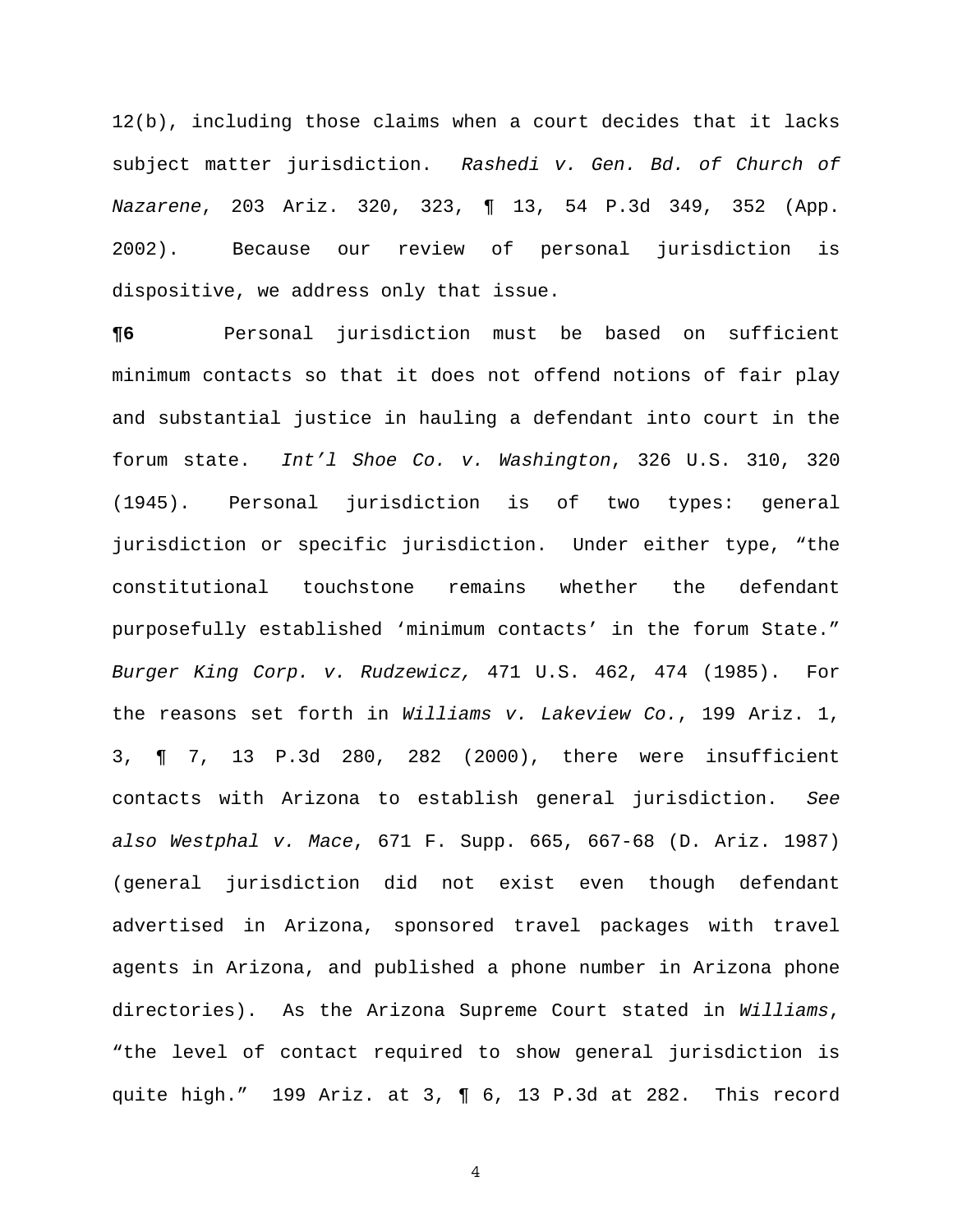12(b), including those claims when a court decides that it lacks subject matter jurisdiction. *Rashedi v. Gen. Bd. of Church of Nazarene*, 203 Ariz. 320, 323, ¶ 13, 54 P.3d 349, 352 (App. 2002). Because our review of personal jurisdiction is dispositive, we address only that issue.

**¶6** Personal jurisdiction must be based on sufficient minimum contacts so that it does not offend notions of fair play and substantial justice in hauling a defendant into court in the forum state. *Int'l Shoe Co. v. Washington*, 326 U.S. 310, 320 (1945). Personal jurisdiction is of two types: general jurisdiction or specific jurisdiction. Under either type, "the constitutional touchstone remains whether the defendant purposefully established 'minimum contacts' in the forum State." *Burger King Corp. v. Rudzewicz,* 471 U.S. 462, 474 (1985). For the reasons set forth in *Williams v. Lakeview Co.*, 199 Ariz. 1, 3, ¶ 7, 13 P.3d 280, 282 (2000), there were insufficient contacts with Arizona to establish general jurisdiction. *See also Westphal v. Mace*, 671 F. Supp. 665, 667-68 (D. Ariz. 1987) (general jurisdiction did not exist even though defendant advertised in Arizona, sponsored travel packages with travel agents in Arizona, and published a phone number in Arizona phone directories). As the Arizona Supreme Court stated in *Williams*, "the level of contact required to show general jurisdiction is quite high." 199 Ariz. at 3, ¶ 6, 13 P.3d at 282. This record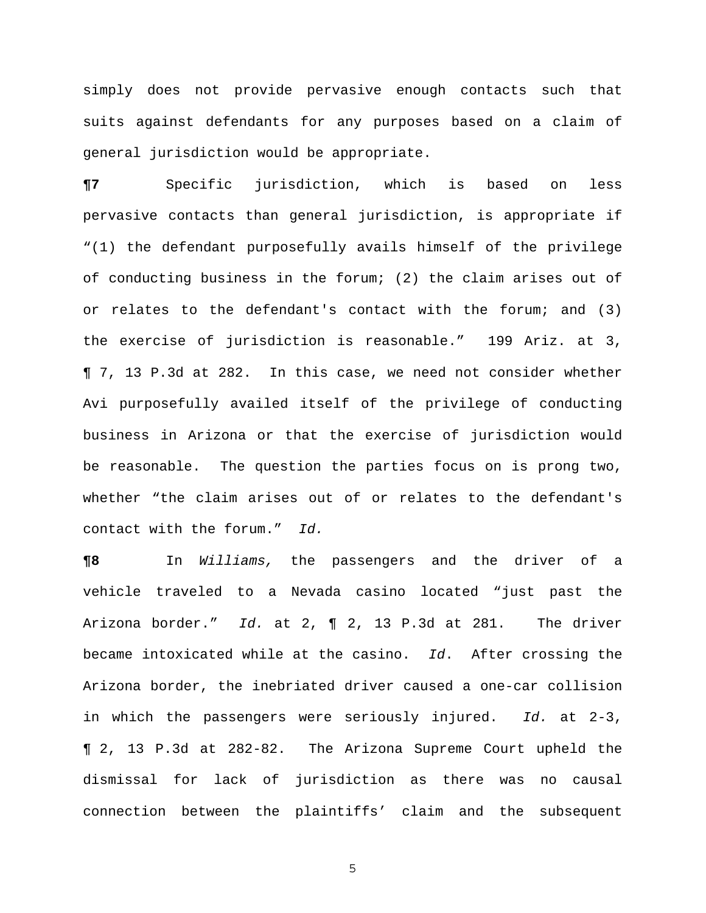simply does not provide pervasive enough contacts such that suits against defendants for any purposes based on a claim of general jurisdiction would be appropriate.

**¶7** Specific jurisdiction, which is based on less pervasive contacts than general jurisdiction, is appropriate if “(1) the defendant purposefully avails himself of the privilege of conducting business in the forum; (2) the claim arises out of or relates to the defendant's contact with the forum; and (3) the exercise of jurisdiction is reasonable.” 199 Ariz. at 3, ¶ 7, 13 P.3d at 282. In this case, we need not consider whether Avi purposefully availed itself of the privilege of conducting business in Arizona or that the exercise of jurisdiction would be reasonable. The question the parties focus on is prong two, whether “the claim arises out of or relates to the defendant's contact with the forum.” *Id.*

**¶8** In *Williams,* the passengers and the driver of a vehicle traveled to a Nevada casino located “just past the Arizona border.” *Id.* at 2, ¶ 2, 13 P.3d at 281. The driver became intoxicated while at the casino. *Id*. After crossing the Arizona border, the inebriated driver caused a one-car collision in which the passengers were seriously injured. *Id.* at 2-3, ¶ 2, 13 P.3d at 282-82. The Arizona Supreme Court upheld the dismissal for lack of jurisdiction as there was no causal connection between the plaintiffs’ claim and the subsequent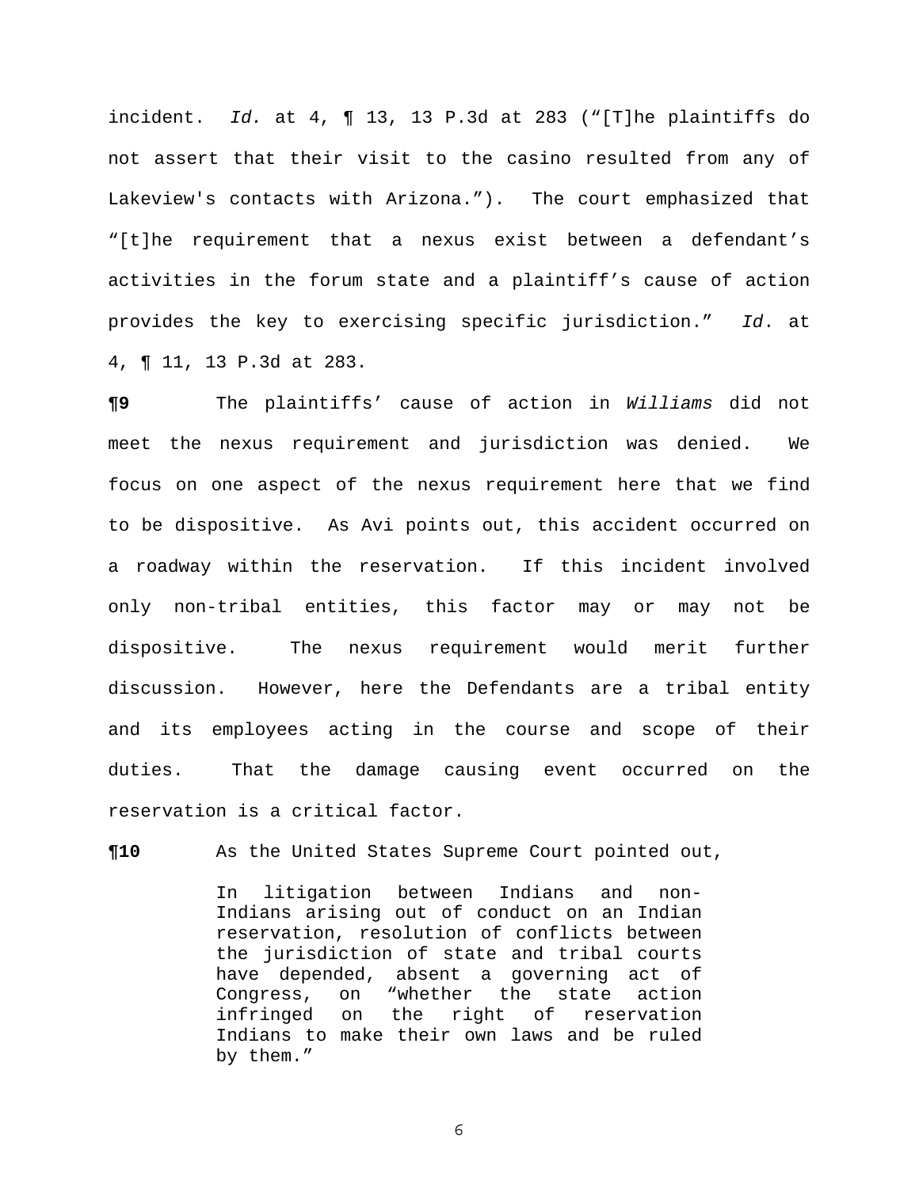incident. *Id.* at 4, ¶ 13, 13 P.3d at 283 ("[T]he plaintiffs do not assert that their visit to the casino resulted from any of Lakeview's contacts with Arizona."). The court emphasized that "[t]he requirement that a nexus exist between a defendant's activities in the forum state and a plaintiff's cause of action provides the key to exercising specific jurisdiction." *Id*. at 4, ¶ 11, 13 P.3d at 283.

**¶9** The plaintiffs' cause of action in *Williams* did not meet the nexus requirement and jurisdiction was denied. We focus on one aspect of the nexus requirement here that we find to be dispositive. As Avi points out, this accident occurred on a roadway within the reservation. If this incident involved only non-tribal entities, this factor may or may not be dispositive. The nexus requirement would merit further discussion. However, here the Defendants are a tribal entity and its employees acting in the course and scope of their duties. That the damage causing event occurred on the reservation is a critical factor.

**¶10** As the United States Supreme Court pointed out,

> In litigation between Indians and non-Indians arising out of conduct on an Indian reservation, resolution of conflicts between the jurisdiction of state and tribal courts have depended, absent a governing act of Congress, on "whether the state action infringed on the right of reservation Indians to make their own laws and be ruled by them."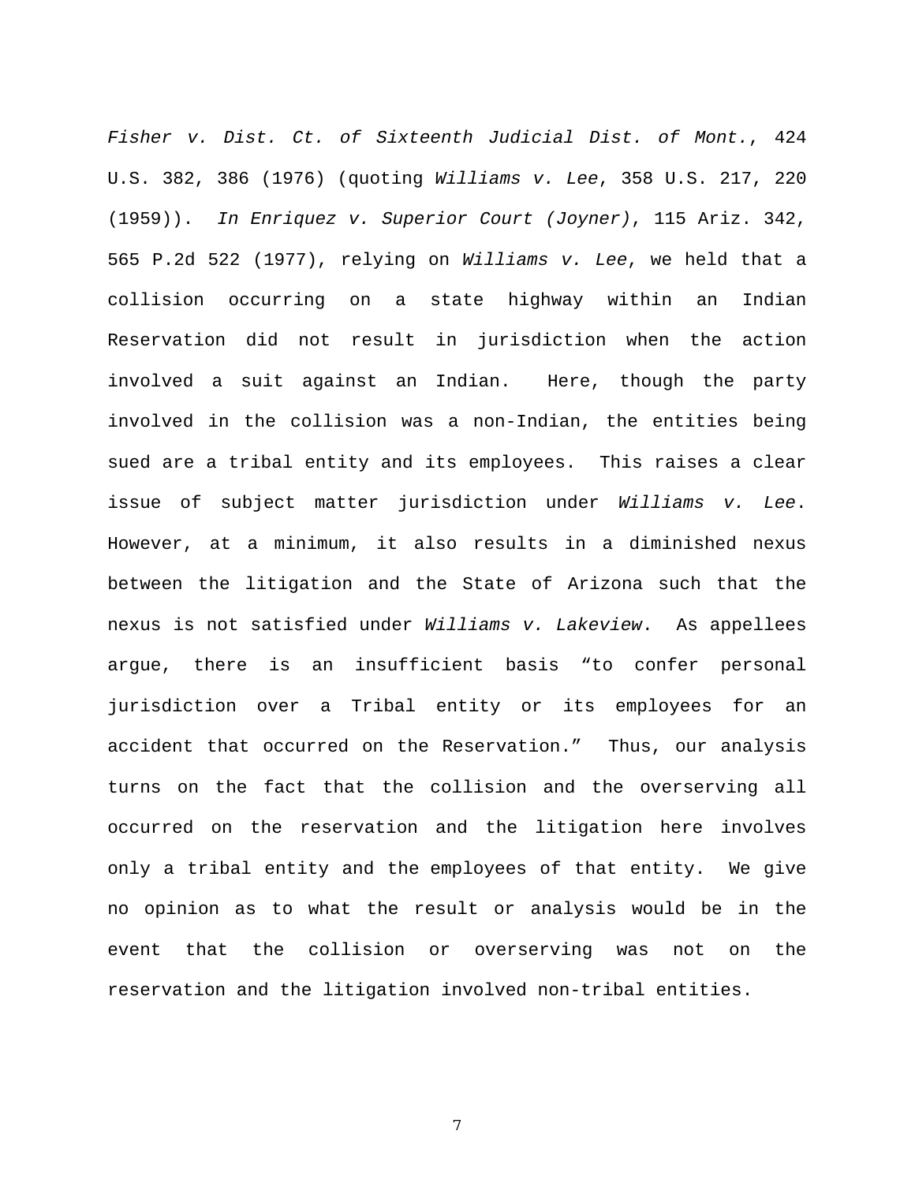*Fisher v. Dist. Ct. of Sixteenth Judicial Dist. of Mont.*, 424 U.S. 382, 386 (1976) (quoting *Williams v. Lee*, 358 U.S. 217, 220 (1959)). *In Enriquez v. Superior Court (Joyner)*, 115 Ariz. 342, 565 P.2d 522 (1977), relying on *Williams v. Lee*, we held that a collision occurring on a state highway within an Indian Reservation did not result in jurisdiction when the action involved a suit against an Indian. Here, though the party involved in the collision was a non-Indian, the entities being sued are a tribal entity and its employees. This raises a clear issue of subject matter jurisdiction under *Williams v. Lee*. However, at a minimum, it also results in a diminished nexus between the litigation and the State of Arizona such that the nexus is not satisfied under *Williams v. Lakeview*. As appellees argue, there is an insufficient basis "to confer personal jurisdiction over a Tribal entity or its employees for an accident that occurred on the Reservation." Thus, our analysis turns on the fact that the collision and the overserving all occurred on the reservation and the litigation here involves only a tribal entity and the employees of that entity. We give no opinion as to what the result or analysis would be in the event that the collision or overserving was not on the reservation and the litigation involved non-tribal entities.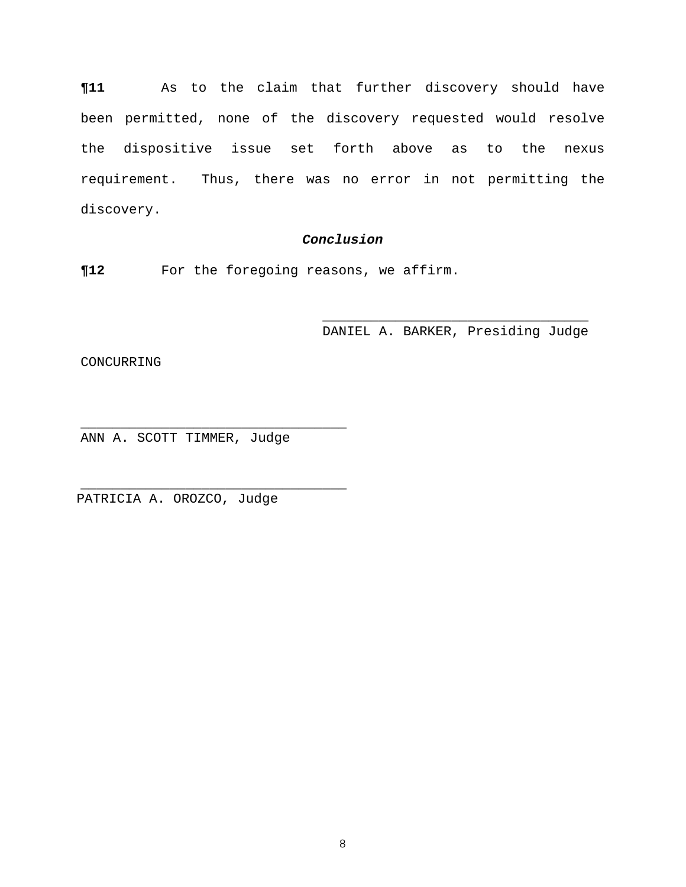**¶11** As to the claim that further discovery should have been permitted, none of the discovery requested would resolve the dispositive issue set forth above as to the nexus requirement. Thus, there was no error in not permitting the discovery.

***Conclusion***

**¶12** For the foregoing reasons, we affirm.

\_\_\_\_\_\_\_\_\_\_\_\_\_\_\_\_\_\_\_\_\_\_\_\_\_\_\_\_\_\_\_\_\_
DANIEL A. BARKER, Presiding Judge

CONCURRING

\_\_\_\_\_\_\_\_\_\_\_\_\_\_\_\_\_\_\_\_\_\_\_\_\_\_\_\_\_\_\_\_\_
ANN A. SCOTT TIMMER, Judge

\_\_\_\_\_\_\_\_\_\_\_\_\_\_\_\_\_\_\_\_\_\_\_\_\_\_\_\_\_\_\_\_\_
PATRICIA A. OROZCO, Judge